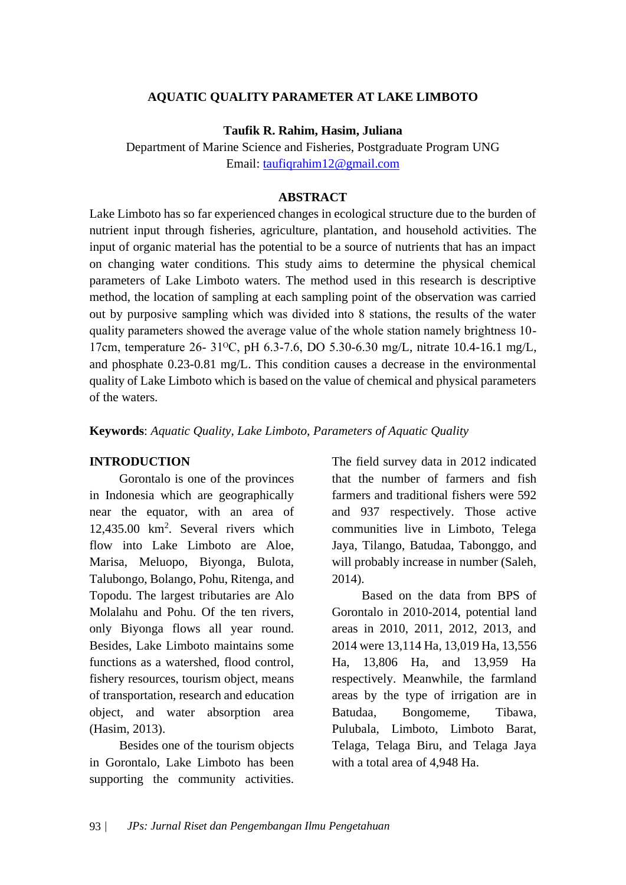# AQUATIC QUALITY PARAMETER AT LAKE LIMBOTO

**Taufik R. Rahim, Hasim, Juliana**

Department of Marine Science and Fisheries, Postgraduate Program UNG

Email: taufiqrahim12@gmail.com

## ABSTRACT

Lake Limboto has so far experienced changes in ecological structure due to the burden of nutrient input through fisheries, agriculture, plantation, and household activities. The input of organic material has the potential to be a source of nutrients that has an impact on changing water conditions. This study aims to determine the physical chemical parameters of Lake Limboto waters. The method used in this research is descriptive method, the location of sampling at each sampling point of the observation was carried out by purposive sampling which was divided into 8 stations, the results of the water quality parameters showed the average value of the whole station namely brightness 10-17cm, temperature 26- 31$^{O}$C, pH 6.3-7.6, DO 5.30-6.30 mg/L, nitrate 10.4-16.1 mg/L, and phosphate 0.23-0.81 mg/L. This condition causes a decrease in the environmental quality of Lake Limboto which is based on the value of chemical and physical parameters of the waters.

**Keywords**: *Aquatic Quality, Lake Limboto, Parameters of Aquatic Quality*

## INTRODUCTION

Gorontalo is one of the provinces in Indonesia which are geographically near the equator, with an area of 12,435.00 km$^2$. Several rivers which flow into Lake Limboto are Aloe, Marisa, Meluopo, Biyonga, Bulota, Talubongo, Bolango, Pohu, Ritenga, and Topodu. The largest tributaries are Alo Molalahu and Pohu. Of the ten rivers, only Biyonga flows all year round. Besides, Lake Limboto maintains some functions as a watershed, flood control, fishery resources, tourism object, means of transportation, research and education object, and water absorption area (Hasim, 2013).

Besides one of the tourism objects in Gorontalo, Lake Limboto has been supporting the community activities. The field survey data in 2012 indicated that the number of farmers and fish farmers and traditional fishers were 592 and 937 respectively. Those active communities live in Limboto, Telega Jaya, Tilango, Batudaa, Tabonggo, and will probably increase in number (Saleh, 2014).

Based on the data from BPS of Gorontalo in 2010-2014, potential land areas in 2010, 2011, 2012, 2013, and 2014 were 13,114 Ha, 13,019 Ha, 13,556 Ha, 13,806 Ha, and 13,959 Ha respectively. Meanwhile, the farmland areas by the type of irrigation are in Batudaa, Bongomeme, Tibawa, Pulubala, Limboto, Limboto Barat, Telaga, Telaga Biru, and Telaga Jaya with a total area of 4,948 Ha.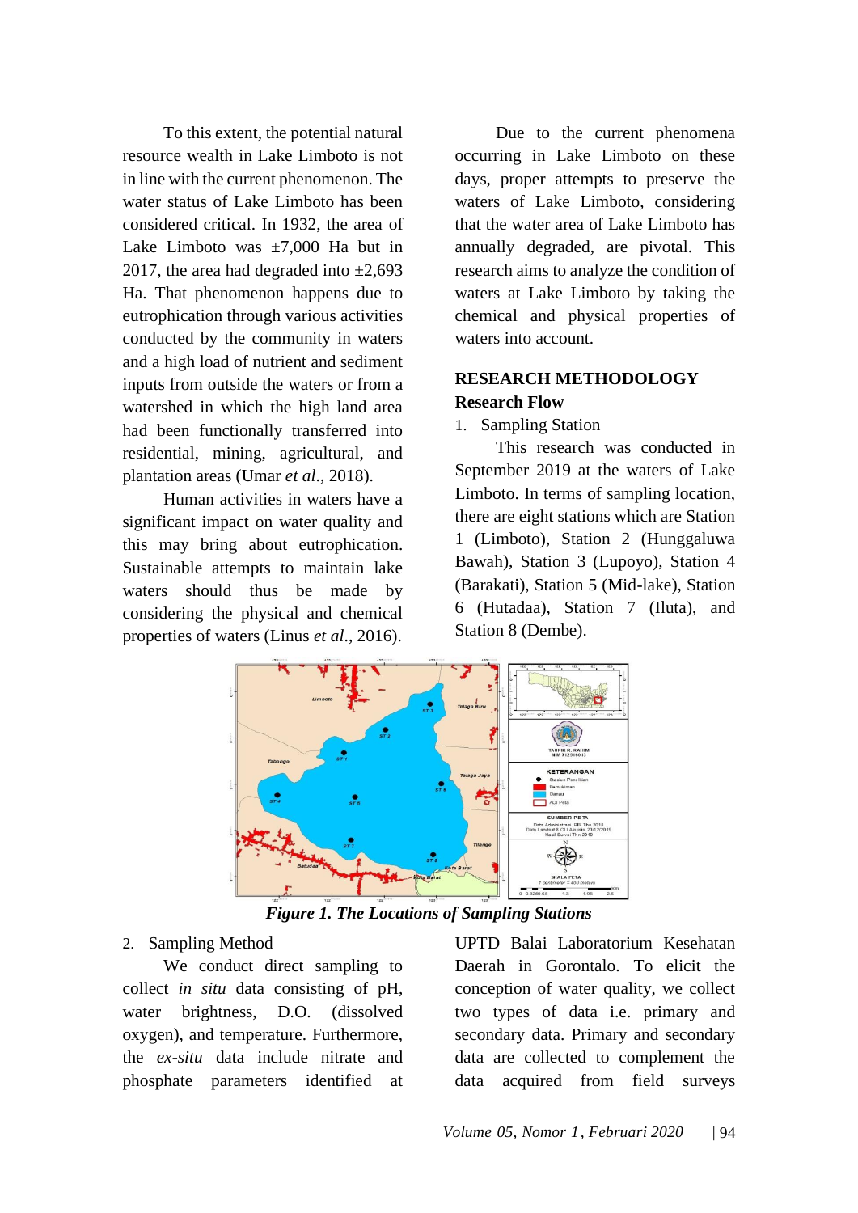To this extent, the potential natural resource wealth in Lake Limboto is not in line with the current phenomenon. The water status of Lake Limboto has been considered critical. In 1932, the area of Lake Limboto was ±7,000 Ha but in 2017, the area had degraded into ±2,693 Ha. That phenomenon happens due to eutrophication through various activities conducted by the community in waters and a high load of nutrient and sediment inputs from outside the waters or from a watershed in which the high land area had been functionally transferred into residential, mining, agricultural, and plantation areas (Umar *et al*., 2018).

Human activities in waters have a significant impact on water quality and this may bring about eutrophication. Sustainable attempts to maintain lake waters should thus be made by considering the physical and chemical properties of waters (Linus *et al*., 2016).

Due to the current phenomena occurring in Lake Limboto on these days, proper attempts to preserve the waters of Lake Limboto, considering that the water area of Lake Limboto has annually degraded, are pivotal. This research aims to analyze the condition of waters at Lake Limboto by taking the chemical and physical properties of waters into account.

## RESEARCH METHODOLOGY

### Research Flow

1. Sampling Station

This research was conducted in September 2019 at the waters of Lake Limboto. In terms of sampling location, there are eight stations which are Station 1 (Limboto), Station 2 (Hunggaluwa Bawah), Station 3 (Lupoyo), Station 4 (Barakati), Station 5 (Mid-lake), Station 6 (Hutadaa), Station 7 (Iluta), and Station 8 (Dembe).

***Figure 1. The Locations of Sampling Stations***

2. Sampling Method

We conduct direct sampling to collect *in situ* data consisting of pH, water brightness, D.O. (dissolved oxygen), and temperature. Furthermore, the *ex-situ* data include nitrate and phosphate parameters identified at UPTD Balai Laboratorium Kesehatan Daerah in Gorontalo. To elicit the conception of water quality, we collect two types of data i.e. primary and secondary data. Primary and secondary data are collected to complement the data acquired from field surveys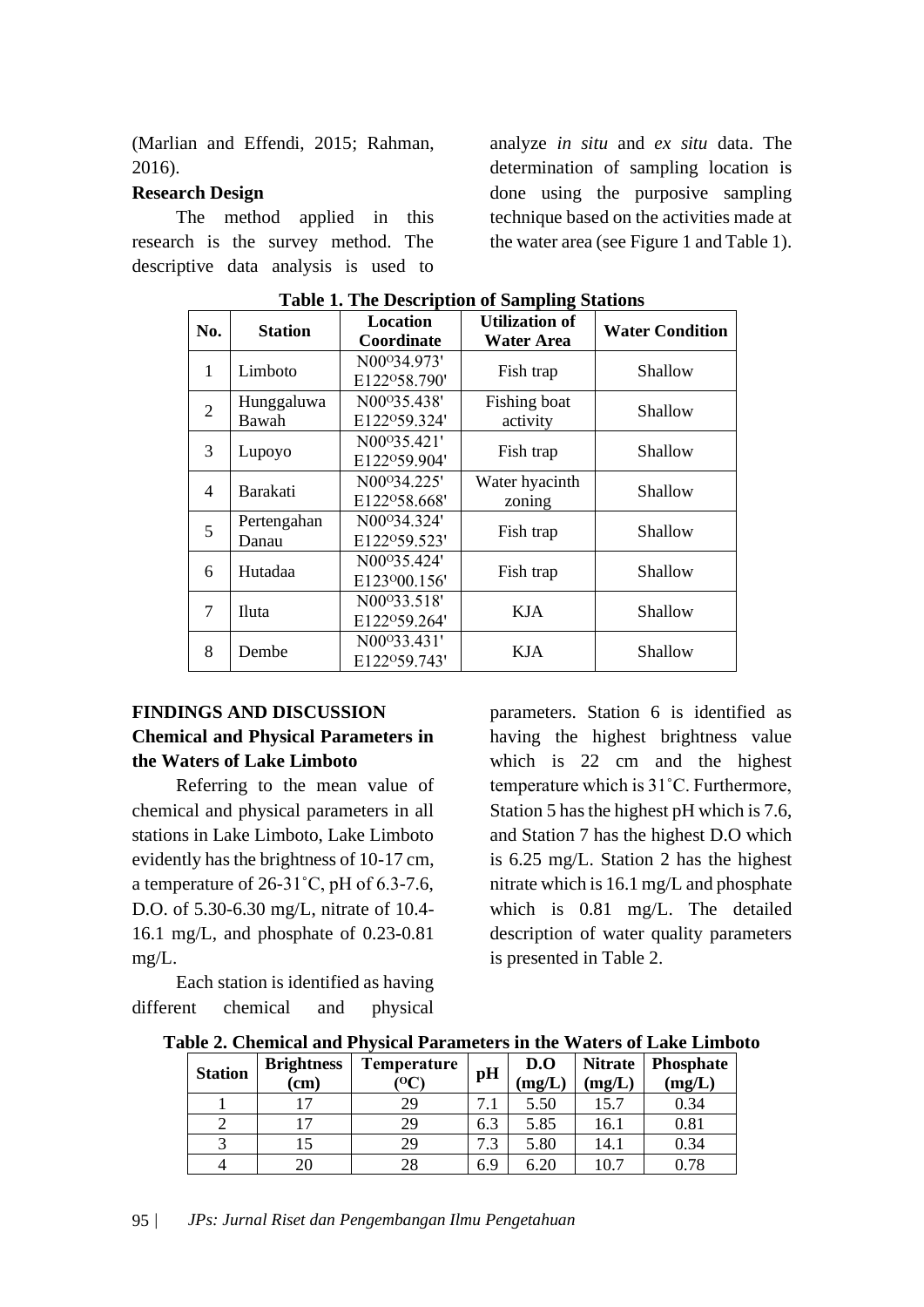(Marlian and Effendi, 2015; Rahman, 2016).

**Research Design**

The method applied in this research is the survey method. The descriptive data analysis is used to analyze *in situ* and *ex situ* data. The determination of sampling location is done using the purposive sampling technique based on the activities made at the water area (see Figure 1 and Table 1).

**Table 1. The Description of Sampling Stations**

| No. | Station | Location Coordinate | Utilization of Water Area | Water Condition |
|---|---|---|---|---|
| 1 | Limboto | N00°34.973' E122°58.790' | Fish trap | Shallow |
| 2 | Hunggaluwa Bawah | N00°35.438' E122°59.324' | Fishing boat activity | Shallow |
| 3 | Lupoyo | N00°35.421' E122°59.904' | Fish trap | Shallow |
| 4 | Barakati | N00°34.225' E122°58.668' | Water hyacinth zoning | Shallow |
| 5 | Pertengahan Danau | N00°34.324' E122°59.523' | Fish trap | Shallow |
| 6 | Hutadaa | N00°35.424' E123°00.156' | Fish trap | Shallow |
| 7 | Iluta | N00°33.518' E122°59.264' | KJA | Shallow |
| 8 | Dembe | N00°33.431' E122°59.743' | KJA | Shallow |

## FINDINGS AND DISCUSSION

### Chemical and Physical Parameters in the Waters of Lake Limboto

Referring to the mean value of chemical and physical parameters in all stations in Lake Limboto, Lake Limboto evidently has the brightness of 10-17 cm, a temperature of 26-31˚C, pH of 6.3-7.6, D.O. of 5.30-6.30 mg/L, nitrate of 10.4-16.1 mg/L, and phosphate of 0.23-0.81 mg/L.

Each station is identified as having different chemical and physical parameters. Station 6 is identified as having the highest brightness value which is 22 cm and the highest temperature which is 31˚C. Furthermore, Station 5 has the highest pH which is 7.6, and Station 7 has the highest D.O which is 6.25 mg/L. Station 2 has the highest nitrate which is 16.1 mg/L and phosphate which is 0.81 mg/L. The detailed description of water quality parameters is presented in Table 2.

**Table 2. Chemical and Physical Parameters in the Waters of Lake Limboto**

| Station | Brightness (cm) | Temperature (°C) | pH | D.O (mg/L) | Nitrate (mg/L) | Phosphate (mg/L) |
|---|---|---|---|---|---|---|
| 1 | 17 | 29 | 7.1 | 5.50 | 15.7 | 0.34 |
| 2 | 17 | 29 | 6.3 | 5.85 | 16.1 | 0.81 |
| 3 | 15 | 29 | 7.3 | 5.80 | 14.1 | 0.34 |
| 4 | 20 | 28 | 6.9 | 6.20 | 10.7 | 0.78 |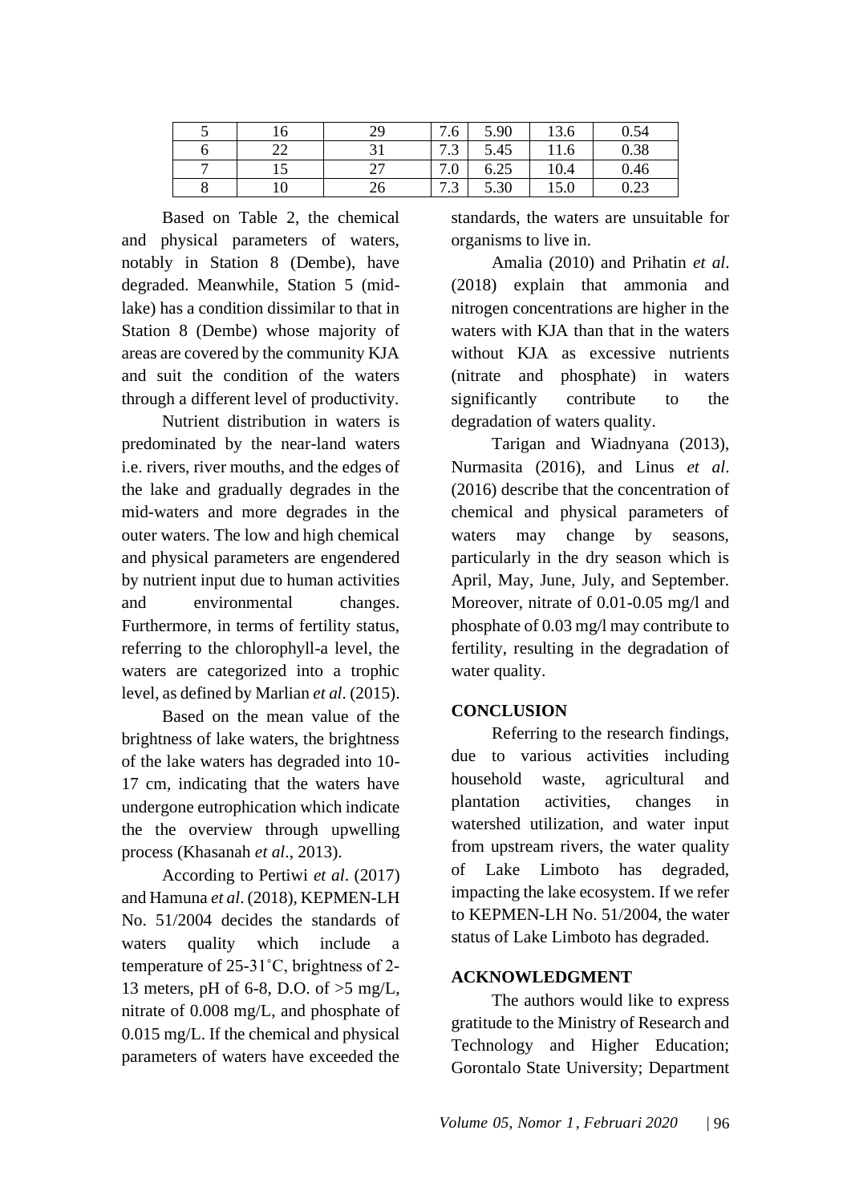| 5 | 16 | 29 | 7.6 | 5.90 | 13.6 | 0.54 |
|---|---|---|---|---|---|---|
| 6 | 22 | 31 | 7.3 | 5.45 | 11.6 | 0.38 |
| 7 | 15 | 27 | 7.0 | 6.25 | 10.4 | 0.46 |
| 8 | 10 | 26 | 7.3 | 5.30 | 15.0 | 0.23 |

Based on Table 2, the chemical and physical parameters of waters, notably in Station 8 (Dembe), have degraded. Meanwhile, Station 5 (mid-lake) has a condition dissimilar to that in Station 8 (Dembe) whose majority of areas are covered by the community KJA and suit the condition of the waters through a different level of productivity.

Nutrient distribution in waters is predominated by the near-land waters i.e. rivers, river mouths, and the edges of the lake and gradually degrades in the mid-waters and more degrades in the outer waters. The low and high chemical and physical parameters are engendered by nutrient input due to human activities and environmental changes. Furthermore, in terms of fertility status, referring to the chlorophyll-a level, the waters are categorized into a trophic level, as defined by Marlian *et al*. (2015).

Based on the mean value of the brightness of lake waters, the brightness of the lake waters has degraded into 10-17 cm, indicating that the waters have undergone eutrophication which indicate the the overview through upwelling process (Khasanah *et al*., 2013).

According to Pertiwi *et al*. (2017) and Hamuna *et al*. (2018), KEPMEN-LH No. 51/2004 decides the standards of waters quality which include a temperature of 25-31˚C, brightness of 2-13 meters, pH of 6-8, D.O. of >5 mg/L, nitrate of 0.008 mg/L, and phosphate of 0.015 mg/L. If the chemical and physical parameters of waters have exceeded the standards, the waters are unsuitable for organisms to live in.

Amalia (2010) and Prihatin *et al*. (2018) explain that ammonia and nitrogen concentrations are higher in the waters with KJA than that in the waters without KJA as excessive nutrients (nitrate and phosphate) in waters significantly contribute to the degradation of waters quality.

Tarigan and Wiadnyana (2013), Nurmasita (2016), and Linus *et al*. (2016) describe that the concentration of chemical and physical parameters of waters may change by seasons, particularly in the dry season which is April, May, June, July, and September. Moreover, nitrate of 0.01-0.05 mg/l and phosphate of 0.03 mg/l may contribute to fertility, resulting in the degradation of water quality.

## CONCLUSION

Referring to the research findings, due to various activities including household waste, agricultural and plantation activities, changes in watershed utilization, and water input from upstream rivers, the water quality of Lake Limboto has degraded, impacting the lake ecosystem. If we refer to KEPMEN-LH No. 51/2004, the water status of Lake Limboto has degraded.

## ACKNOWLEDGMENT

The authors would like to express gratitude to the Ministry of Research and Technology and Higher Education; Gorontalo State University; Department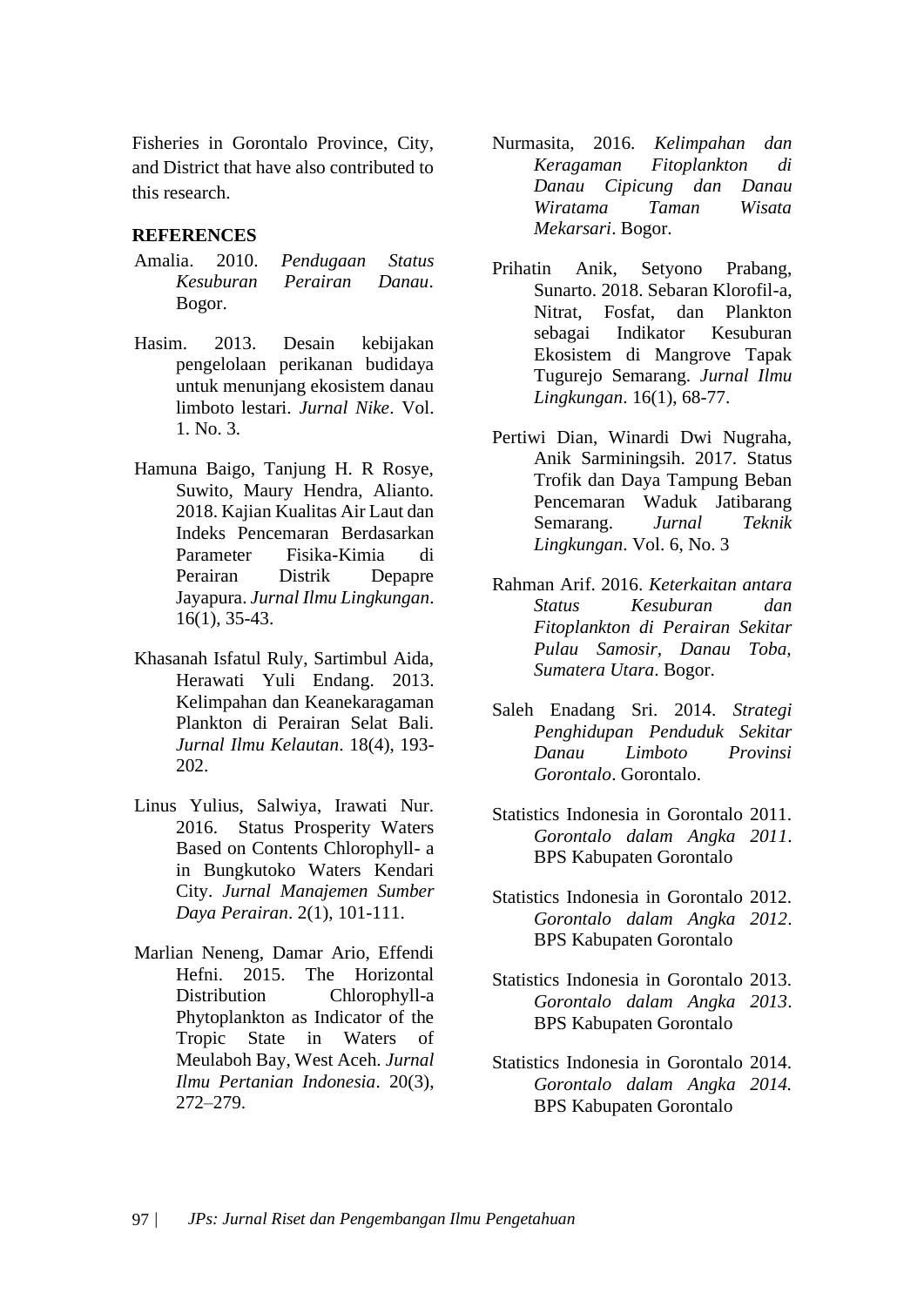Fisheries in Gorontalo Province, City, and District that have also contributed to this research.

**REFERENCES**

Amalia. 2010. *Pendugaan Status Kesuburan Perairan Danau*. Bogor.

Hasim. 2013. Desain kebijakan pengelolaan perikanan budidaya untuk menunjang ekosistem danau limboto lestari. *Jurnal Nike*. Vol. 1. No. 3.

Hamuna Baigo, Tanjung H. R Rosye, Suwito, Maury Hendra, Alianto. 2018. Kajian Kualitas Air Laut dan Indeks Pencemaran Berdasarkan Parameter Fisika-Kimia di Perairan Distrik Depapre Jayapura. *Jurnal Ilmu Lingkungan*. 16(1), 35-43.

Khasanah Isfatul Ruly, Sartimbul Aida, Herawati Yuli Endang. 2013. Kelimpahan dan Keanekaragaman Plankton di Perairan Selat Bali. *Jurnal Ilmu Kelautan*. 18(4), 193-202.

Linus Yulius, Salwiya, Irawati Nur. 2016. Status Prosperity Waters Based on Contents Chlorophyll- a in Bungkutoko Waters Kendari City. *Jurnal Manajemen Sumber Daya Perairan*. 2(1), 101-111.

Marlian Neneng, Damar Ario, Effendi Hefni. 2015. The Horizontal Distribution Chlorophyll-a Phytoplankton as Indicator of the Tropic State in Waters of Meulaboh Bay, West Aceh. *Jurnal Ilmu Pertanian Indonesia*. 20(3), 272–279.

Nurmasita, 2016. *Kelimpahan dan Keragaman Fitoplankton di Danau Cipicung dan Danau Wiratama Taman Wisata Mekarsari*. Bogor.

Prihatin Anik, Setyono Prabang, Sunarto. 2018. Sebaran Klorofil-a, Nitrat, Fosfat, dan Plankton sebagai Indikator Kesuburan Ekosistem di Mangrove Tapak Tugurejo Semarang. *Jurnal Ilmu Lingkungan*. 16(1), 68-77.

Pertiwi Dian, Winardi Dwi Nugraha, Anik Sarminingsih. 2017. Status Trofik dan Daya Tampung Beban Pencemaran Waduk Jatibarang Semarang. *Jurnal Teknik Lingkungan*. Vol. 6, No. 3

Rahman Arif. 2016. *Keterkaitan antara Status Kesuburan dan Fitoplankton di Perairan Sekitar Pulau Samosir, Danau Toba, Sumatera Utara*. Bogor.

Saleh Enadang Sri. 2014. *Strategi Penghidupan Penduduk Sekitar Danau Limboto Provinsi Gorontalo*. Gorontalo.

Statistics Indonesia in Gorontalo 2011. *Gorontalo dalam Angka 2011*. BPS Kabupaten Gorontalo

Statistics Indonesia in Gorontalo 2012. *Gorontalo dalam Angka 2012*. BPS Kabupaten Gorontalo

Statistics Indonesia in Gorontalo 2013. *Gorontalo dalam Angka 2013*. BPS Kabupaten Gorontalo

Statistics Indonesia in Gorontalo 2014. *Gorontalo dalam Angka 2014.* BPS Kabupaten Gorontalo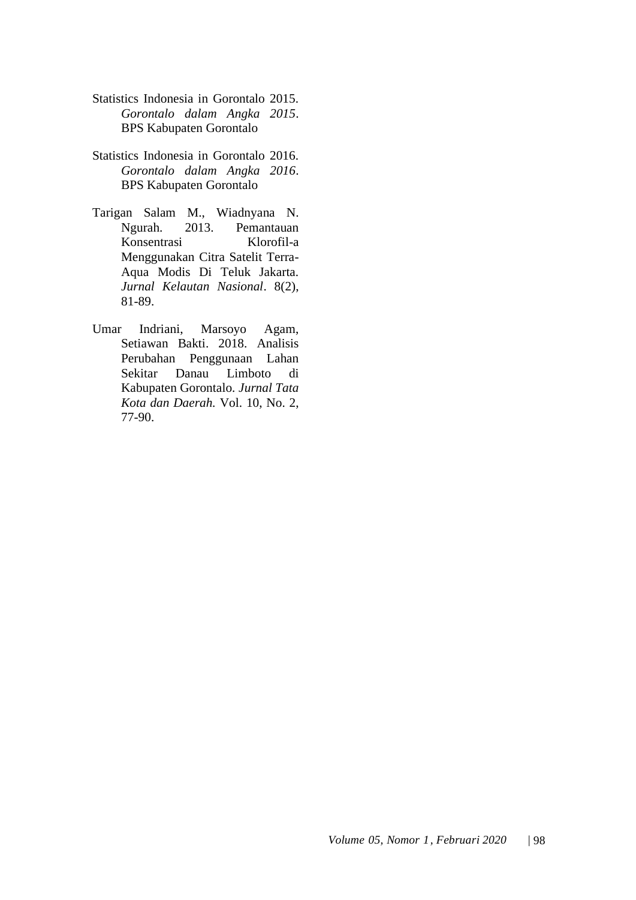Statistics Indonesia in Gorontalo 2015. *Gorontalo dalam Angka 2015*. BPS Kabupaten Gorontalo

Statistics Indonesia in Gorontalo 2016. *Gorontalo dalam Angka 2016*. BPS Kabupaten Gorontalo

Tarigan Salam M., Wiadnyana N. Ngurah. 2013. Pemantauan Konsentrasi Klorofil-a Menggunakan Citra Satelit Terra-Aqua Modis Di Teluk Jakarta. *Jurnal Kelautan Nasional*. 8(2), 81-89.

Umar Indriani, Marsoyo Agam, Setiawan Bakti. 2018. Analisis Perubahan Penggunaan Lahan Sekitar Danau Limboto di Kabupaten Gorontalo. *Jurnal Tata Kota dan Daerah.* Vol. 10, No. 2, 77-90.